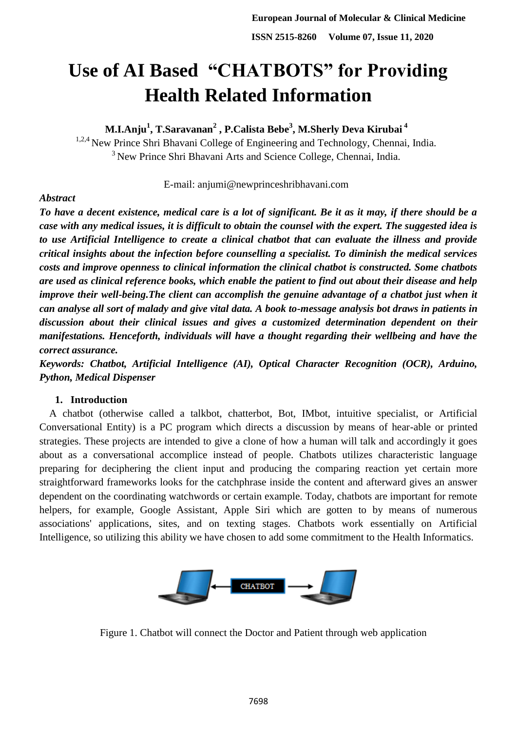# Use of AI Based "CHATBOTS" for Providing Health Related Information

**M.I.Anju[1], T.Saravanan[2], P.Calista Bebe[3], M.Sherly Deva Kirubai[4]**

[1,2,4] New Prince Shri Bhavani College of Engineering and Technology, Chennai, India.
[3] New Prince Shri Bhavani Arts and Science College, Chennai, India.

E-mail: anjumi@newprinceshribhavani.com

***Abstract***

***To have a decent existence, medical care is a lot of significant. Be it as it may, if there should be a case with any medical issues, it is difficult to obtain the counsel with the expert. The suggested idea is to use Artificial Intelligence to create a clinical chatbot that can evaluate the illness and provide critical insights about the infection before counselling a specialist. To diminish the medical services costs and improve openness to clinical information the clinical chatbot is constructed. Some chatbots are used as clinical reference books, which enable the patient to find out about their disease and help improve their well-being.The client can accomplish the genuine advantage of a chatbot just when it can analyse all sort of malady and give vital data. A book to-message analysis bot draws in patients in discussion about their clinical issues and gives a customized determination dependent on their manifestations. Henceforth, individuals will have a thought regarding their wellbeing and have the correct assurance.***

***Keywords: Chatbot, Artificial Intelligence (AI), Optical Character Recognition (OCR), Arduino, Python, Medical Dispenser***

## 1. Introduction

A chatbot (otherwise called a talkbot, chatterbot, Bot, IMbot, intuitive specialist, or Artificial Conversational Entity) is a PC program which directs a discussion by means of hear-able or printed strategies. These projects are intended to give a clone of how a human will talk and accordingly it goes about as a conversational accomplice instead of people. Chatbots utilizes characteristic language preparing for deciphering the client input and producing the comparing reaction yet certain more straightforward frameworks looks for the catchphrase inside the content and afterward gives an answer dependent on the coordinating watchwords or certain example. Today, chatbots are important for remote helpers, for example, Google Assistant, Apple Siri which are gotten to by means of numerous associations' applications, sites, and on texting stages. Chatbots work essentially on Artificial Intelligence, so utilizing this ability we have chosen to add some commitment to the Health Informatics.

Figure 1. Chatbot will connect the Doctor and Patient through web application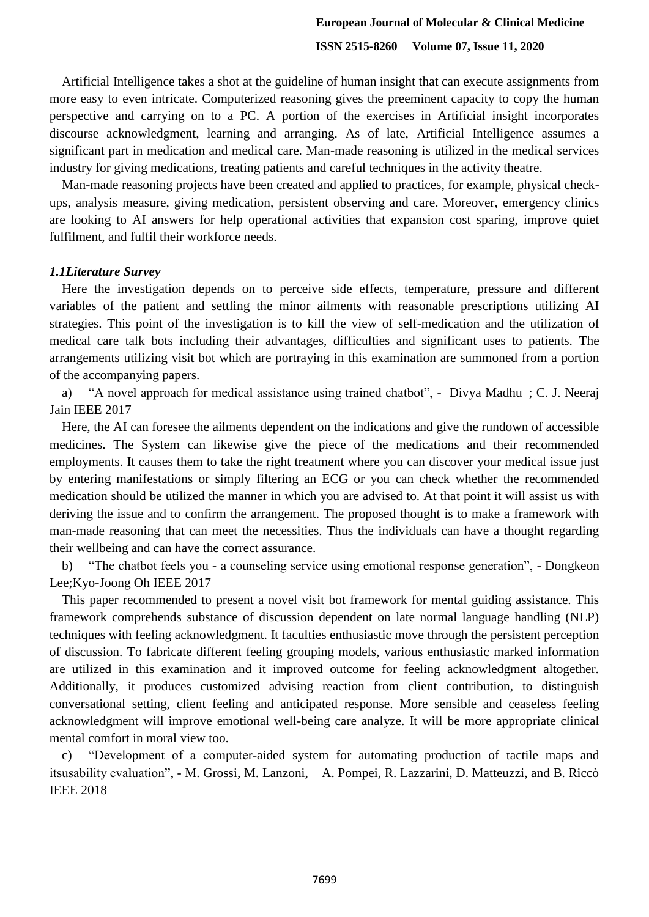Artificial Intelligence takes a shot at the guideline of human insight that can execute assignments from more easy to even intricate. Computerized reasoning gives the preeminent capacity to copy the human perspective and carrying on to a PC. A portion of the exercises in Artificial insight incorporates discourse acknowledgment, learning and arranging. As of late, Artificial Intelligence assumes a significant part in medication and medical care. Man-made reasoning is utilized in the medical services industry for giving medications, treating patients and careful techniques in the activity theatre.

Man-made reasoning projects have been created and applied to practices, for example, physical check-ups, analysis measure, giving medication, persistent observing and care. Moreover, emergency clinics are looking to AI answers for help operational activities that expansion cost sparing, improve quiet fulfilment, and fulfil their workforce needs.

### *1.1Literature Survey*

Here the investigation depends on to perceive side effects, temperature, pressure and different variables of the patient and settling the minor ailments with reasonable prescriptions utilizing AI strategies. This point of the investigation is to kill the view of self-medication and the utilization of medical care talk bots including their advantages, difficulties and significant uses to patients. The arrangements utilizing visit bot which are portraying in this examination are summoned from a portion of the accompanying papers.

a) "A novel approach for medical assistance using trained chatbot", - Divya Madhu ; C. J. Neeraj Jain IEEE 2017

Here, the AI can foresee the ailments dependent on the indications and give the rundown of accessible medicines. The System can likewise give the piece of the medications and their recommended employments. It causes them to take the right treatment where you can discover your medical issue just by entering manifestations or simply filtering an ECG or you can check whether the recommended medication should be utilized the manner in which you are advised to. At that point it will assist us with deriving the issue and to confirm the arrangement. The proposed thought is to make a framework with man-made reasoning that can meet the necessities. Thus the individuals can have a thought regarding their wellbeing and can have the correct assurance.

b) "The chatbot feels you - a counseling service using emotional response generation", - Dongkeon Lee;Kyo-Joong Oh IEEE 2017

This paper recommended to present a novel visit bot framework for mental guiding assistance. This framework comprehends substance of discussion dependent on late normal language handling (NLP) techniques with feeling acknowledgment. It faculties enthusiastic move through the persistent perception of discussion. To fabricate different feeling grouping models, various enthusiastic marked information are utilized in this examination and it improved outcome for feeling acknowledgment altogether. Additionally, it produces customized advising reaction from client contribution, to distinguish conversational setting, client feeling and anticipated response. More sensible and ceaseless feeling acknowledgment will improve emotional well-being care analyze. It will be more appropriate clinical mental comfort in moral view too.

c) "Development of a computer-aided system for automating production of tactile maps and itsusability evaluation", - M. Grossi, M. Lanzoni, A. Pompei, R. Lazzarini, D. Matteuzzi, and B. Riccò IEEE 2018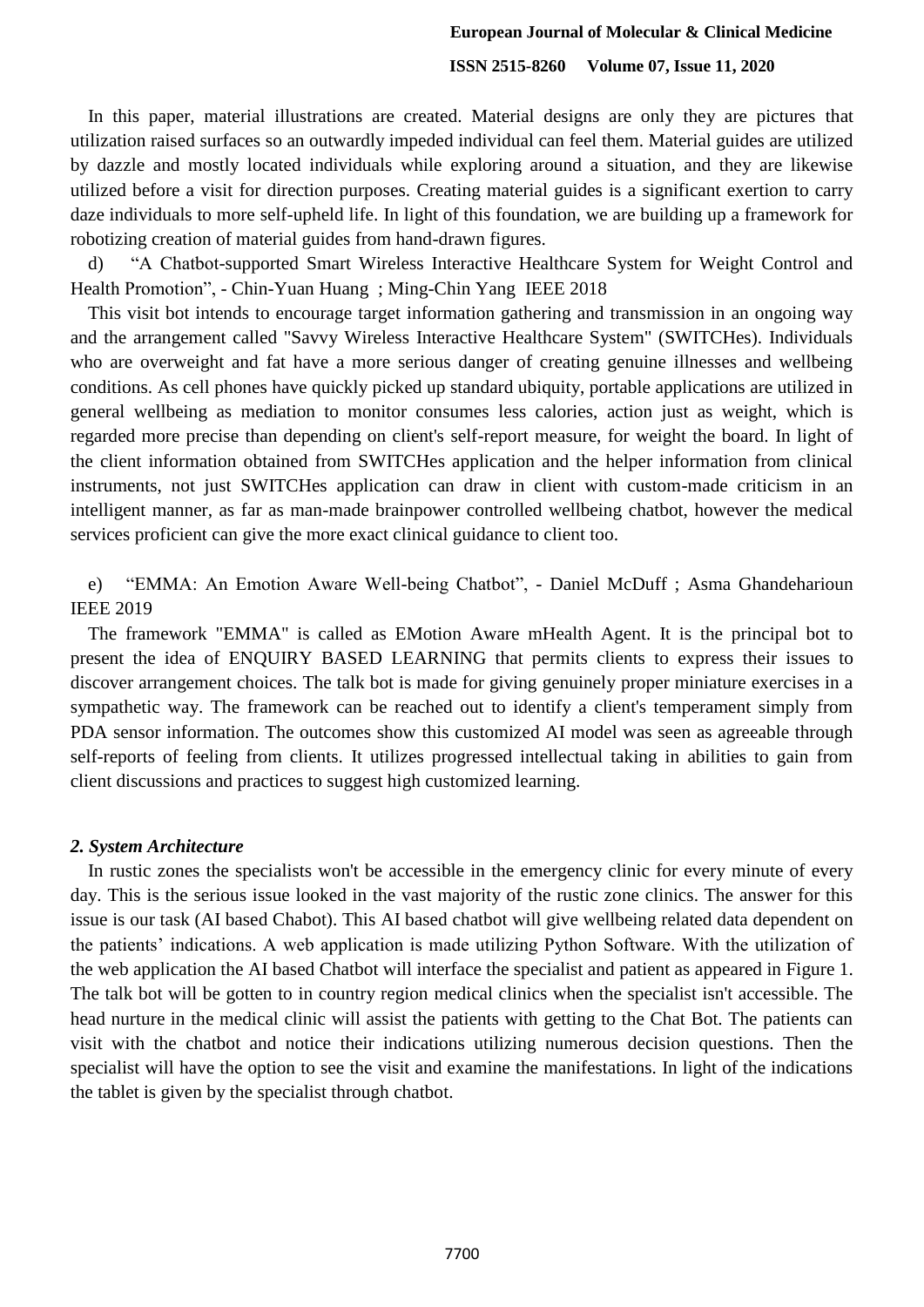In this paper, material illustrations are created. Material designs are only they are pictures that utilization raised surfaces so an outwardly impeded individual can feel them. Material guides are utilized by dazzle and mostly located individuals while exploring around a situation, and they are likewise utilized before a visit for direction purposes. Creating material guides is a significant exertion to carry daze individuals to more self-upheld life. In light of this foundation, we are building up a framework for robotizing creation of material guides from hand-drawn figures.

d) "A Chatbot-supported Smart Wireless Interactive Healthcare System for Weight Control and Health Promotion", - Chin-Yuan Huang ; Ming-Chin Yang IEEE 2018

This visit bot intends to encourage target information gathering and transmission in an ongoing way and the arrangement called "Savvy Wireless Interactive Healthcare System" (SWITCHes). Individuals who are overweight and fat have a more serious danger of creating genuine illnesses and wellbeing conditions. As cell phones have quickly picked up standard ubiquity, portable applications are utilized in general wellbeing as mediation to monitor consumes less calories, action just as weight, which is regarded more precise than depending on client's self-report measure, for weight the board. In light of the client information obtained from SWITCHes application and the helper information from clinical instruments, not just SWITCHes application can draw in client with custom-made criticism in an intelligent manner, as far as man-made brainpower controlled wellbeing chatbot, however the medical services proficient can give the more exact clinical guidance to client too.

e) "EMMA: An Emotion Aware Well-being Chatbot", - Daniel McDuff ; Asma Ghandeharioun IEEE 2019

The framework "EMMA" is called as EMotion Aware mHealth Agent. It is the principal bot to present the idea of ENQUIRY BASED LEARNING that permits clients to express their issues to discover arrangement choices. The talk bot is made for giving genuinely proper miniature exercises in a sympathetic way. The framework can be reached out to identify a client's temperament simply from PDA sensor information. The outcomes show this customized AI model was seen as agreeable through self-reports of feeling from clients. It utilizes progressed intellectual taking in abilities to gain from client discussions and practices to suggest high customized learning.

### *2. System Architecture*

In rustic zones the specialists won't be accessible in the emergency clinic for every minute of every day. This is the serious issue looked in the vast majority of the rustic zone clinics. The answer for this issue is our task (AI based Chabot). This AI based chatbot will give wellbeing related data dependent on the patients' indications. A web application is made utilizing Python Software. With the utilization of the web application the AI based Chatbot will interface the specialist and patient as appeared in Figure 1. The talk bot will be gotten to in country region medical clinics when the specialist isn't accessible. The head nurture in the medical clinic will assist the patients with getting to the Chat Bot. The patients can visit with the chatbot and notice their indications utilizing numerous decision questions. Then the specialist will have the option to see the visit and examine the manifestations. In light of the indications the tablet is given by the specialist through chatbot.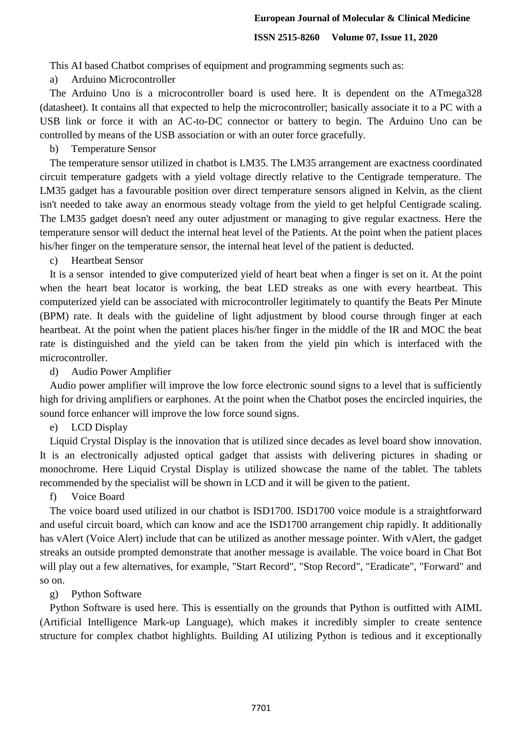This AI based Chatbot comprises of equipment and programming segments such as:

a) Arduino Microcontroller

The Arduino Uno is a microcontroller board is used here. It is dependent on the ATmega328 (datasheet). It contains all that expected to help the microcontroller; basically associate it to a PC with a USB link or force it with an AC-to-DC connector or battery to begin. The Arduino Uno can be controlled by means of the USB association or with an outer force gracefully.

b) Temperature Sensor

The temperature sensor utilized in chatbot is LM35. The LM35 arrangement are exactness coordinated circuit temperature gadgets with a yield voltage directly relative to the Centigrade temperature. The LM35 gadget has a favourable position over direct temperature sensors aligned in Kelvin, as the client isn't needed to take away an enormous steady voltage from the yield to get helpful Centigrade scaling. The LM35 gadget doesn't need any outer adjustment or managing to give regular exactness. Here the temperature sensor will deduct the internal heat level of the Patients. At the point when the patient places his/her finger on the temperature sensor, the internal heat level of the patient is deducted.

c) Heartbeat Sensor

It is a sensor intended to give computerized yield of heart beat when a finger is set on it. At the point when the heart beat locator is working, the beat LED streaks as one with every heartbeat. This computerized yield can be associated with microcontroller legitimately to quantify the Beats Per Minute (BPM) rate. It deals with the guideline of light adjustment by blood course through finger at each heartbeat. At the point when the patient places his/her finger in the middle of the IR and MOC the beat rate is distinguished and the yield can be taken from the yield pin which is interfaced with the microcontroller.

d) Audio Power Amplifier

Audio power amplifier will improve the low force electronic sound signs to a level that is sufficiently high for driving amplifiers or earphones. At the point when the Chatbot poses the encircled inquiries, the sound force enhancer will improve the low force sound signs.

e) LCD Display

Liquid Crystal Display is the innovation that is utilized since decades as level board show innovation. It is an electronically adjusted optical gadget that assists with delivering pictures in shading or monochrome. Here Liquid Crystal Display is utilized showcase the name of the tablet. The tablets recommended by the specialist will be shown in LCD and it will be given to the patient.

f) Voice Board

The voice board used utilized in our chatbot is ISD1700. ISD1700 voice module is a straightforward and useful circuit board, which can know and ace the ISD1700 arrangement chip rapidly. It additionally has vAlert (Voice Alert) include that can be utilized as another message pointer. With vAlert, the gadget streaks an outside prompted demonstrate that another message is available. The voice board in Chat Bot will play out a few alternatives, for example, "Start Record", "Stop Record", "Eradicate", "Forward" and so on.

g) Python Software

Python Software is used here. This is essentially on the grounds that Python is outfitted with AIML (Artificial Intelligence Mark-up Language), which makes it incredibly simpler to create sentence structure for complex chatbot highlights. Building AI utilizing Python is tedious and it exceptionally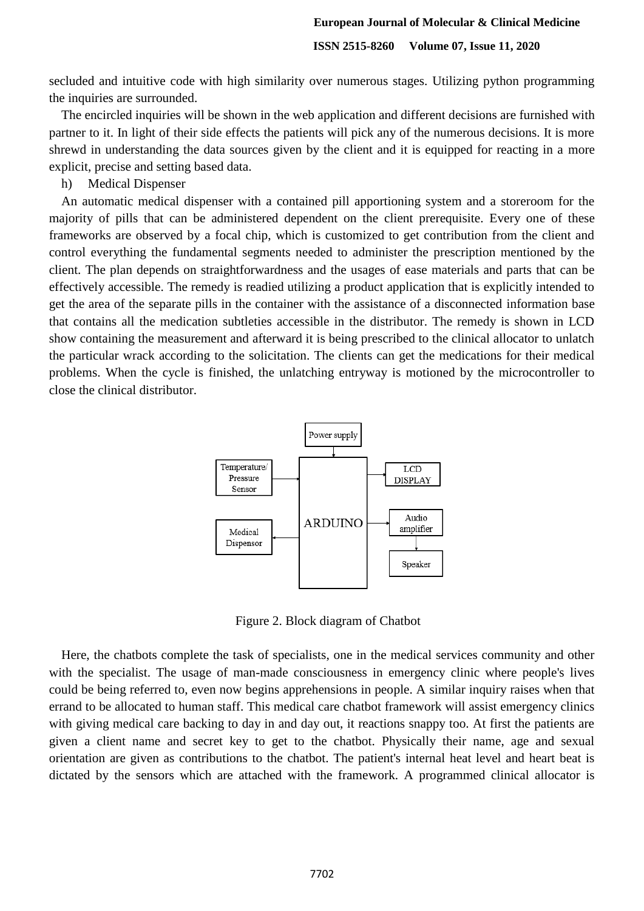secluded and intuitive code with high similarity over numerous stages. Utilizing python programming the inquiries are surrounded.

The encircled inquiries will be shown in the web application and different decisions are furnished with partner to it. In light of their side effects the patients will pick any of the numerous decisions. It is more shrewd in understanding the data sources given by the client and it is equipped for reacting in a more explicit, precise and setting based data.

h) Medical Dispenser

An automatic medical dispenser with a contained pill apportioning system and a storeroom for the majority of pills that can be administered dependent on the client prerequisite. Every one of these frameworks are observed by a focal chip, which is customized to get contribution from the client and control everything the fundamental segments needed to administer the prescription mentioned by the client. The plan depends on straightforwardness and the usages of ease materials and parts that can be effectively accessible. The remedy is readied utilizing a product application that is explicitly intended to get the area of the separate pills in the container with the assistance of a disconnected information base that contains all the medication subtleties accessible in the distributor. The remedy is shown in LCD show containing the measurement and afterward it is being prescribed to the clinical allocator to unlatch the particular wrack according to the solicitation. The clients can get the medications for their medical problems. When the cycle is finished, the unlatching entryway is motioned by the microcontroller to close the clinical distributor.

Power supply

Temperature/ Pressure Sensor

ARDUINO

LCD DISPLAY

Audio amplifier

Medical Dispensor

Speaker

Figure 2. Block diagram of Chatbot

Here, the chatbots complete the task of specialists, one in the medical services community and other with the specialist. The usage of man-made consciousness in emergency clinic where people's lives could be being referred to, even now begins apprehensions in people. A similar inquiry raises when that errand to be allocated to human staff. This medical care chatbot framework will assist emergency clinics with giving medical care backing to day in and day out, it reactions snappy too. At first the patients are given a client name and secret key to get to the chatbot. Physically their name, age and sexual orientation are given as contributions to the chatbot. The patient's internal heat level and heart beat is dictated by the sensors which are attached with the framework. A programmed clinical allocator is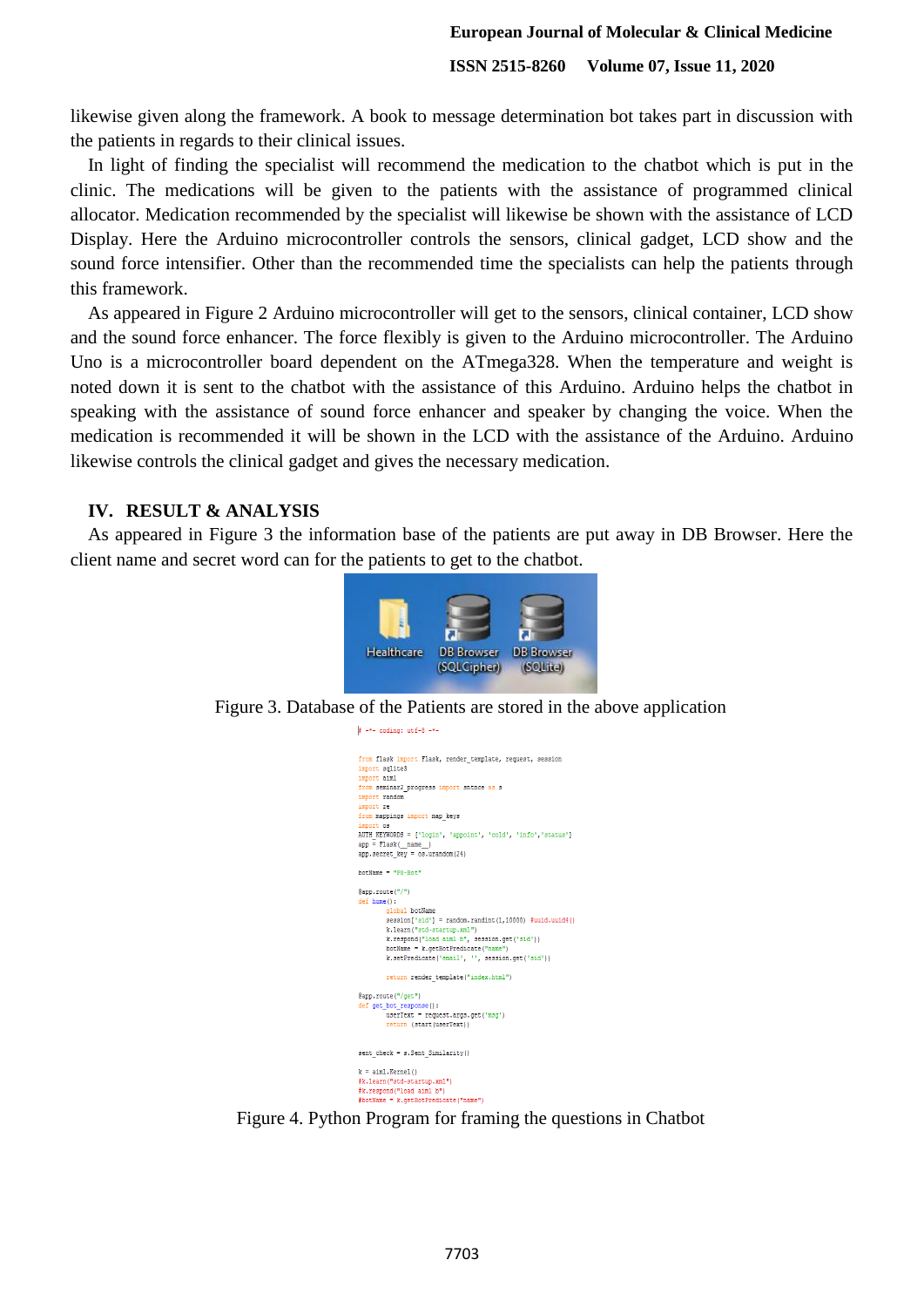likewise given along the framework. A book to message determination bot takes part in discussion with the patients in regards to their clinical issues.

In light of finding the specialist will recommend the medication to the chatbot which is put in the clinic. The medications will be given to the patients with the assistance of programmed clinical allocator. Medication recommended by the specialist will likewise be shown with the assistance of LCD Display. Here the Arduino microcontroller controls the sensors, clinical gadget, LCD show and the sound force intensifier. Other than the recommended time the specialists can help the patients through this framework.

As appeared in Figure 2 Arduino microcontroller will get to the sensors, clinical container, LCD show and the sound force enhancer. The force flexibly is given to the Arduino microcontroller. The Arduino Uno is a microcontroller board dependent on the ATmega328. When the temperature and weight is noted down it is sent to the chatbot with the assistance of this Arduino. Arduino helps the chatbot in speaking with the assistance of sound force enhancer and speaker by changing the voice. When the medication is recommended it will be shown in the LCD with the assistance of the Arduino. Arduino likewise controls the clinical gadget and gives the necessary medication.

## IV. RESULT & ANALYSIS

As appeared in Figure 3 the information base of the patients are put away in DB Browser. Here the client name and secret word can for the patients to get to the chatbot.

Figure 3. Database of the Patients are stored in the above application

```
# -*- coding: utf-8 -*-

from flask import Flask, render_template, request, session
import sqlite3
import aiml
from seminar2_progress import sntnce as s
import random
import re
from mappings import map_keys
import os
AUTH_KEYWORDS = ['login', 'appoint', 'cold', 'info','status']
app = Flask(__name__)
app.secret_key = os.urandom(24)

botName = "PS-Bot"

@app.route("/")
def home():
        global botName
        session["sid"] = random.randint(1,10000) #uuid.uuid4()
        k.learn("std-startup.xml")
        k.respond("load aiml b", session.get('sid'))
        botName = k.getBotPredicate("name")
        k.setPredicate('email', '', session.get('sid'))

        return render_template("index.html")

@app.route("/get")
def get_bot_response():
        userText = request.args.get('msg')
        return (start(userText))


sent_check = s.Sent_Similarity()

k = aiml.Kernel()
#k.learn("std-startup.xml")
#k.respond("load aiml b")
#botName = k.getBotPredicate("name")
```

Figure 4. Python Program for framing the questions in Chatbot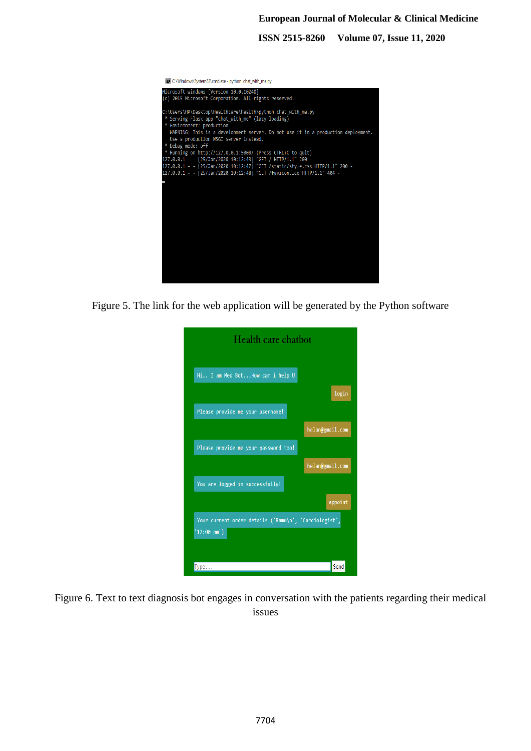Figure 5. The link for the web application will be generated by the Python software

Figure 6. Text to text diagnosis bot engages in conversation with the patients regarding their medical issues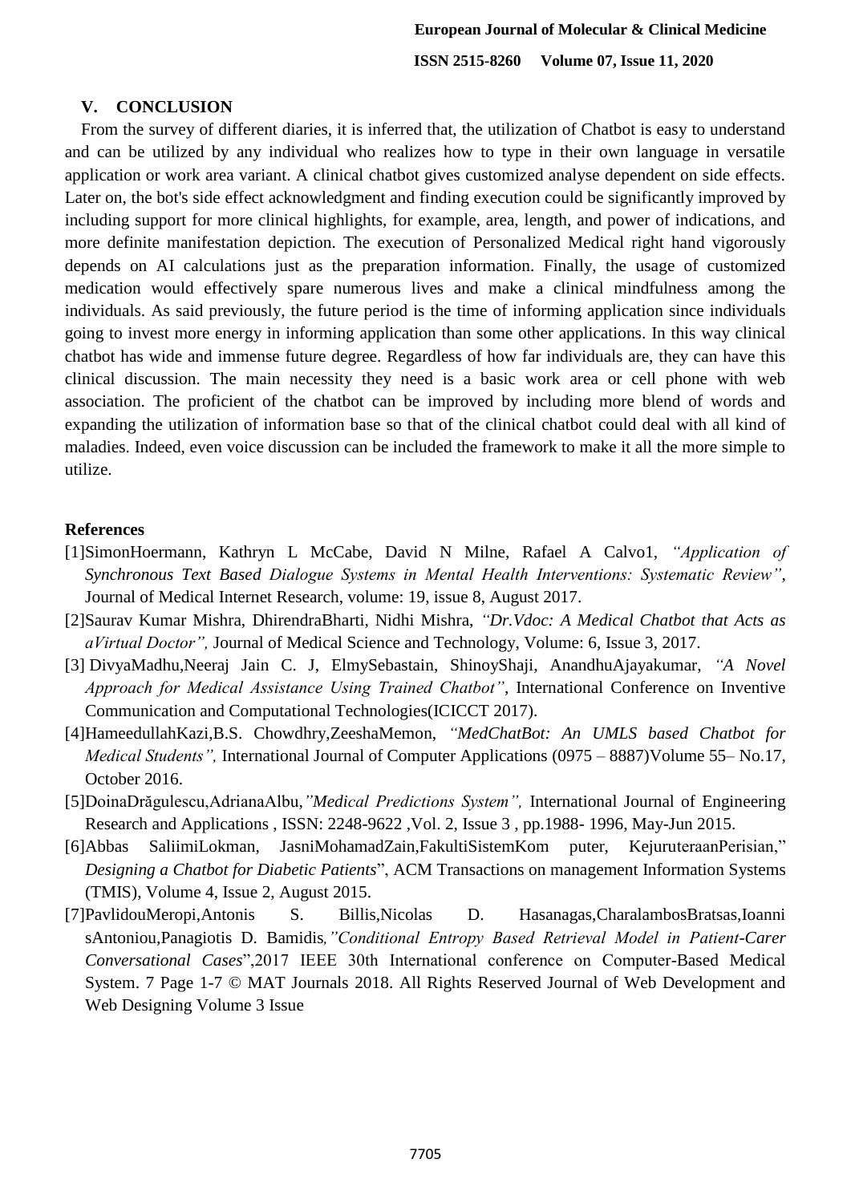## V. CONCLUSION

From the survey of different diaries, it is inferred that, the utilization of Chatbot is easy to understand and can be utilized by any individual who realizes how to type in their own language in versatile application or work area variant. A clinical chatbot gives customized analyse dependent on side effects. Later on, the bot's side effect acknowledgment and finding execution could be significantly improved by including support for more clinical highlights, for example, area, length, and power of indications, and more definite manifestation depiction. The execution of Personalized Medical right hand vigorously depends on AI calculations just as the preparation information. Finally, the usage of customized medication would effectively spare numerous lives and make a clinical mindfulness among the individuals. As said previously, the future period is the time of informing application since individuals going to invest more energy in informing application than some other applications. In this way clinical chatbot has wide and immense future degree. Regardless of how far individuals are, they can have this clinical discussion. The main necessity they need is a basic work area or cell phone with web association. The proficient of the chatbot can be improved by including more blend of words and expanding the utilization of information base so that of the clinical chatbot could deal with all kind of maladies. Indeed, even voice discussion can be included the framework to make it all the more simple to utilize.

### References

[1]SimonHoermann, Kathryn L McCabe, David N Milne, Rafael A Calvo1, *"Application of Synchronous Text Based Dialogue Systems in Mental Health Interventions: Systematic Review"*, Journal of Medical Internet Research, volume: 19, issue 8, August 2017.

[2]Saurav Kumar Mishra, DhirendraBharti, Nidhi Mishra, *"Dr.Vdoc: A Medical Chatbot that Acts as aVirtual Doctor",* Journal of Medical Science and Technology, Volume: 6, Issue 3, 2017.

[3] DivyaMadhu,Neeraj Jain C. J, ElmySebastain, ShinoyShaji, AnandhuAjayakumar, *"A Novel Approach for Medical Assistance Using Trained Chatbot"*, International Conference on Inventive Communication and Computational Technologies(ICICCT 2017).

[4]HameedullahKazi,B.S. Chowdhry,ZeeshaMemon, *"MedChatBot: An UMLS based Chatbot for Medical Students",* International Journal of Computer Applications (0975 – 8887)Volume 55– No.17, October 2016.

[5]DoinaDrăgulescu,AdrianaAlbu,*"Medical Predictions System",* International Journal of Engineering Research and Applications , ISSN: 2248-9622 ,Vol. 2, Issue 3 , pp.1988- 1996, May-Jun 2015.

[6]Abbas SaliimiLokman, JasniMohamadZain,FakultiSistemKom puter, KejuruteraanPerisian," *Designing a Chatbot for Diabetic Patients*", ACM Transactions on management Information Systems (TMIS), Volume 4, Issue 2, August 2015.

[7]PavlidouMeropi,Antonis S. Billis,Nicolas D. Hasanagas,CharalambosBratsas,Ioanni sAntoniou,Panagiotis D. Bamidis*,"Conditional Entropy Based Retrieval Model in Patient-Carer Conversational Cases*",2017 IEEE 30th International conference on Computer-Based Medical System. 7 Page 1-7 © MAT Journals 2018. All Rights Reserved Journal of Web Development and Web Designing Volume 3 Issue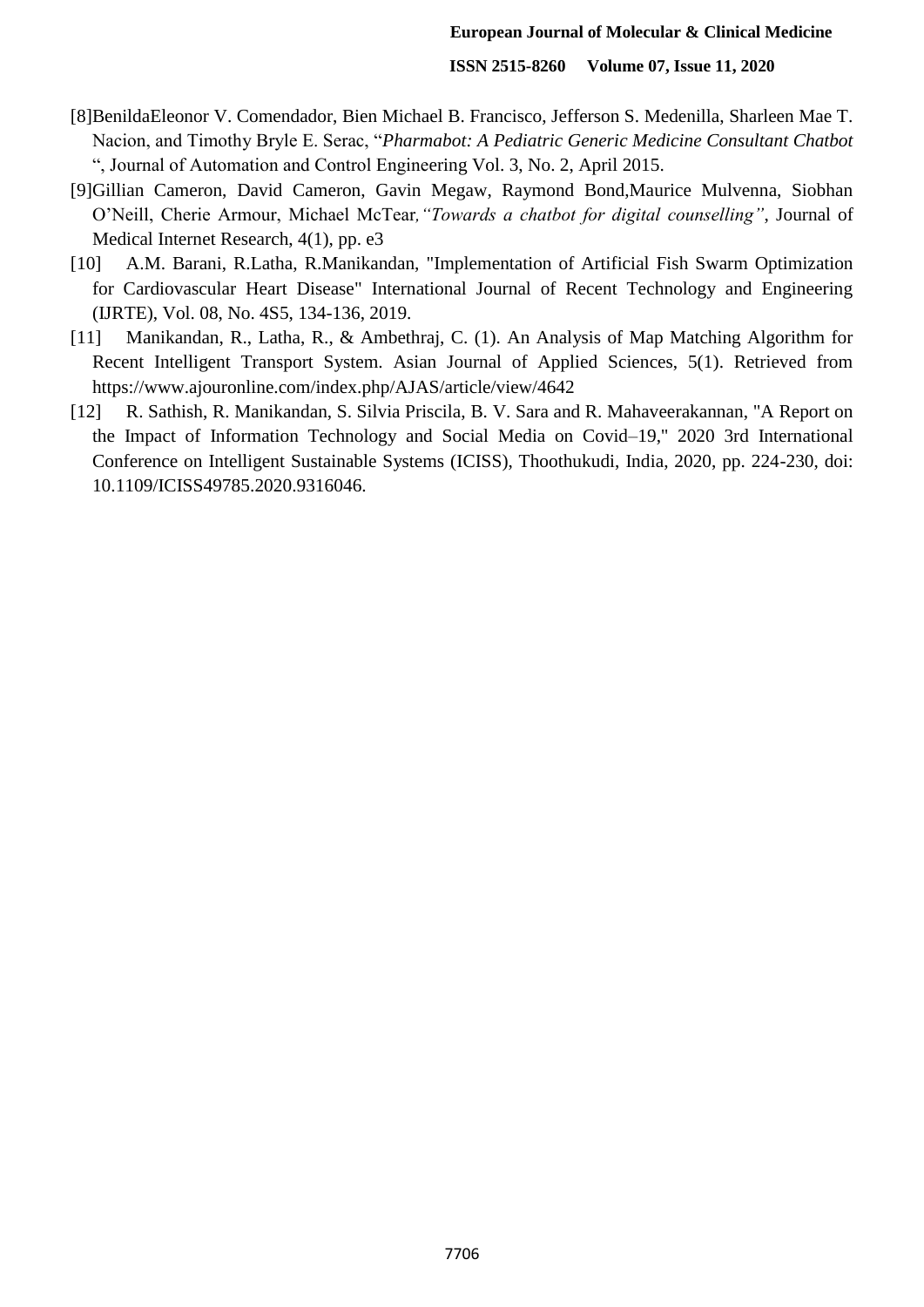[8]BenildaEleonor V. Comendador, Bien Michael B. Francisco, Jefferson S. Medenilla, Sharleen Mae T. Nacion, and Timothy Bryle E. Serac, "*Pharmabot: A Pediatric Generic Medicine Consultant Chatbot* ", Journal of Automation and Control Engineering Vol. 3, No. 2, April 2015.

[9]Gillian Cameron, David Cameron, Gavin Megaw, Raymond Bond,Maurice Mulvenna, Siobhan O'Neill, Cherie Armour, Michael McTear*,"Towards a chatbot for digital counselling"*, Journal of Medical Internet Research, 4(1), pp. e3

[10] A.M. Barani, R.Latha, R.Manikandan, "Implementation of Artificial Fish Swarm Optimization for Cardiovascular Heart Disease" International Journal of Recent Technology and Engineering (IJRTE), Vol. 08, No. 4S5, 134-136, 2019.

[11] Manikandan, R., Latha, R., & Ambethraj, C. (1). An Analysis of Map Matching Algorithm for Recent Intelligent Transport System. Asian Journal of Applied Sciences, 5(1). Retrieved from https://www.ajouronline.com/index.php/AJAS/article/view/4642

[12] R. Sathish, R. Manikandan, S. Silvia Priscila, B. V. Sara and R. Mahaveerakannan, "A Report on the Impact of Information Technology and Social Media on Covid–19," 2020 3rd International Conference on Intelligent Sustainable Systems (ICISS), Thoothukudi, India, 2020, pp. 224-230, doi: 10.1109/ICISS49785.2020.9316046.